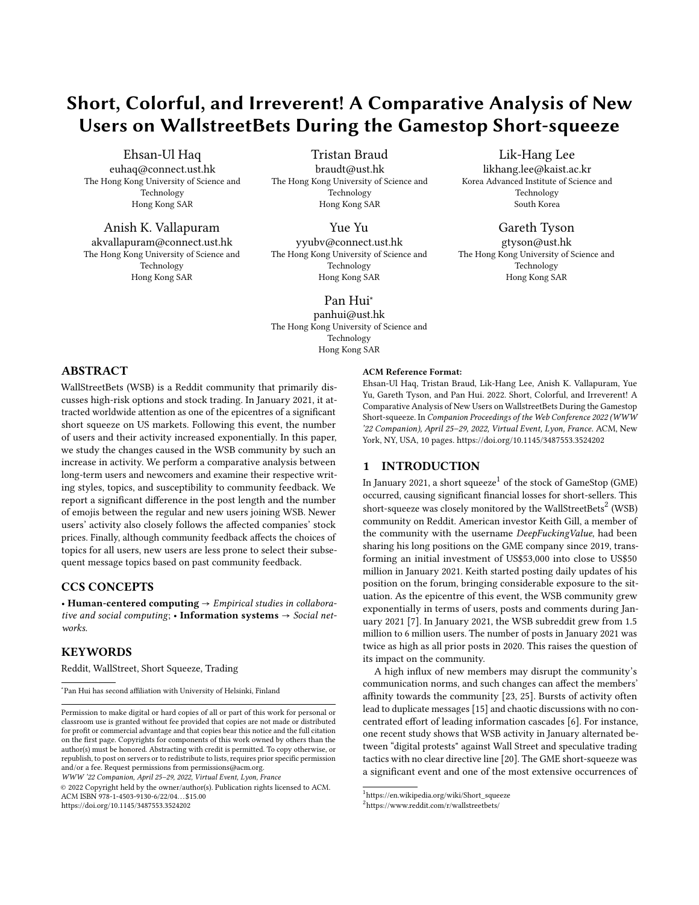# Short, Colorful, and Irreverent! A Comparative Analysis of New Users on WallstreetBets During the Gamestop Short-squeeze

Ehsan-Ul Haq
euhaq@connect.ust.hk
The Hong Kong University of Science and Technology
Hong Kong SAR

Tristan Braud
braudt@ust.hk
The Hong Kong University of Science and Technology
Hong Kong SAR

Lik-Hang Lee
likhang.lee@kaist.ac.kr
Korea Advanced Institute of Science and Technology
South Korea

Anish K. Vallapuram
akvallapuram@connect.ust.hk
The Hong Kong University of Science and Technology
Hong Kong SAR

Yue Yu
yyubv@connect.ust.hk
The Hong Kong University of Science and Technology
Hong Kong SAR

Gareth Tyson
gtyson@ust.hk
The Hong Kong University of Science and Technology
Hong Kong SAR

Pan Hui*
panhui@ust.hk
The Hong Kong University of Science and Technology
Hong Kong SAR

## ABSTRACT

WallStreetBets (WSB) is a Reddit community that primarily discusses high-risk options and stock trading. In January 2021, it attracted worldwide attention as one of the epicentres of a significant short squeeze on US markets. Following this event, the number of users and their activity increased exponentially. In this paper, we study the changes caused in the WSB community by such an increase in activity. We perform a comparative analysis between long-term users and newcomers and examine their respective writing styles, topics, and susceptibility to community feedback. We report a significant difference in the post length and the number of emojis between the regular and new users joining WSB. Newer users' activity also closely follows the affected companies' stock prices. Finally, although community feedback affects the choices of topics for all users, new users are less prone to select their subsequent message topics based on past community feedback.

## CCS CONCEPTS

• **Human-centered computing** → *Empirical studies in collaborative and social computing*; • **Information systems** → *Social networks.*

## KEYWORDS

Reddit, WallStreet, Short Squeeze, Trading

*Pan Hui has second affiliation with University of Helsinki, Finland

Permission to make digital or hard copies of all or part of this work for personal or classroom use is granted without fee provided that copies are not made or distributed for profit or commercial advantage and that copies bear this notice and the full citation on the first page. Copyrights for components of this work owned by others than the author(s) must be honored. Abstracting with credit is permitted. To copy otherwise, or republish, to post on servers or to redistribute to lists, requires prior specific permission and/or a fee. Request permissions from permissions@acm.org.
*WWW '22 Companion, April 25–29, 2022, Virtual Event, Lyon, France*
© 2022 Copyright held by the owner/author(s). Publication rights licensed to ACM.
ACM ISBN 978-1-4503-9130-6/22/04…$15.00
https://doi.org/10.1145/3487553.3524202

**ACM Reference Format:**
Ehsan-Ul Haq, Tristan Braud, Lik-Hang Lee, Anish K. Vallapuram, Yue Yu, Gareth Tyson, and Pan Hui. 2022. Short, Colorful, and Irreverent! A Comparative Analysis of New Users on WallstreetBets During the Gamestop Short-squeeze. In *Companion Proceedings of the Web Conference 2022 (WWW '22 Companion), April 25–29, 2022, Virtual Event, Lyon, France.* ACM, New York, NY, USA, 10 pages. https://doi.org/10.1145/3487553.3524202

## 1 INTRODUCTION

In January 2021, a short squeeze[1] of the stock of GameStop (GME) occurred, causing significant financial losses for short-sellers. This short-squeeze was closely monitored by the WallStreetBets[2] (WSB) community on Reddit. American investor Keith Gill, a member of the community with the username *DeepFuckingValue*, had been sharing his long positions on the GME company since 2019, transforming an initial investment of US$53,000 into close to US$50 million in January 2021. Keith started posting daily updates of his position on the forum, bringing considerable exposure to the situation. As the epicentre of this event, the WSB community grew exponentially in terms of users, posts and comments during January 2021 [7]. In January 2021, the WSB subreddit grew from 1.5 million to 6 million users. The number of posts in January 2021 was twice as high as all prior posts in 2020. This raises the question of its impact on the community.

A high influx of new members may disrupt the community's communication norms, and such changes can affect the members' affinity towards the community [23, 25]. Bursts of activity often lead to duplicate messages [15] and chaotic discussions with no concentrated effort of leading information cascades [6]. For instance, one recent study shows that WSB activity in January alternated between "digital protests" against Wall Street and speculative trading tactics with no clear directive line [20]. The GME short-squeeze was a significant event and one of the most extensive occurrences of

[1]https://en.wikipedia.org/wiki/Short_squeeze
[2]https://www.reddit.com/r/wallstreetbets/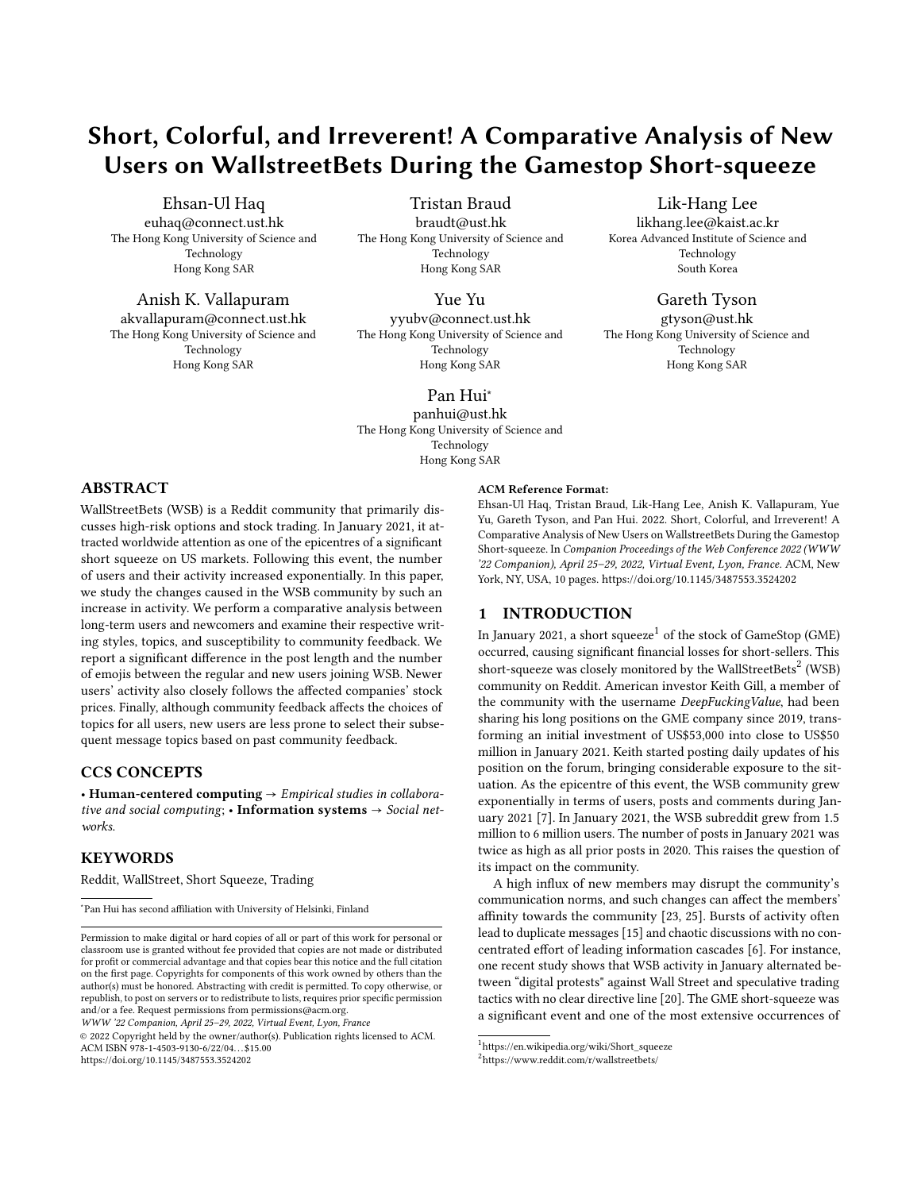# Short, Colorful, and Irreverent! A Comparative Analysis of New Users on WallstreetBets During the Gamestop Short-squeeze

Ehsan-Ul Haq
euhaq@connect.ust.hk
The Hong Kong University of Science and Technology
Hong Kong SAR

Tristan Braud
braudt@ust.hk
The Hong Kong University of Science and Technology
Hong Kong SAR

Lik-Hang Lee
likhang.lee@kaist.ac.kr
Korea Advanced Institute of Science and Technology
South Korea

Anish K. Vallapuram
akvallapuram@connect.ust.hk
The Hong Kong University of Science and Technology
Hong Kong SAR

Yue Yu
yyubv@connect.ust.hk
The Hong Kong University of Science and Technology
Hong Kong SAR

Gareth Tyson
gtyson@ust.hk
The Hong Kong University of Science and Technology
Hong Kong SAR

Pan Hui*
panhui@ust.hk
The Hong Kong University of Science and Technology
Hong Kong SAR

## ABSTRACT

WallStreetBets (WSB) is a Reddit community that primarily discusses high-risk options and stock trading. In January 2021, it attracted worldwide attention as one of the epicentres of a significant short squeeze on US markets. Following this event, the number of users and their activity increased exponentially. In this paper, we study the changes caused in the WSB community by such an increase in activity. We perform a comparative analysis between long-term users and newcomers and examine their respective writing styles, topics, and susceptibility to community feedback. We report a significant difference in the post length and the number of emojis between the regular and new users joining WSB. Newer users' activity also closely follows the affected companies' stock prices. Finally, although community feedback affects the choices of topics for all users, new users are less prone to select their subsequent message topics based on past community feedback.

## CCS CONCEPTS

• **Human-centered computing** → *Empirical studies in collaborative and social computing*; • **Information systems** → *Social networks.*

## KEYWORDS

Reddit, WallStreet, Short Squeeze, Trading

*Pan Hui has second affiliation with University of Helsinki, Finland

Permission to make digital or hard copies of all or part of this work for personal or classroom use is granted without fee provided that copies are not made or distributed for profit or commercial advantage and that copies bear this notice and the full citation on the first page. Copyrights for components of this work owned by others than the author(s) must be honored. Abstracting with credit is permitted. To copy otherwise, or republish, to post on servers or to redistribute to lists, requires prior specific permission and/or a fee. Request permissions from permissions@acm.org.
*WWW '22 Companion, April 25–29, 2022, Virtual Event, Lyon, France*
© 2022 Copyright held by the owner/author(s). Publication rights licensed to ACM.
ACM ISBN 978-1-4503-9130-6/22/04…$15.00
https://doi.org/10.1145/3487553.3524202

**ACM Reference Format:**
Ehsan-Ul Haq, Tristan Braud, Lik-Hang Lee, Anish K. Vallapuram, Yue Yu, Gareth Tyson, and Pan Hui. 2022. Short, Colorful, and Irreverent! A Comparative Analysis of New Users on WallstreetBets During the Gamestop Short-squeeze. In *Companion Proceedings of the Web Conference 2022 (WWW '22 Companion), April 25–29, 2022, Virtual Event, Lyon, France.* ACM, New York, NY, USA, 10 pages. https://doi.org/10.1145/3487553.3524202

## 1 INTRODUCTION

In January 2021, a short squeeze[1] of the stock of GameStop (GME) occurred, causing significant financial losses for short-sellers. This short-squeeze was closely monitored by the WallStreetBets[2] (WSB) community on Reddit. American investor Keith Gill, a member of the community with the username *DeepFuckingValue*, had been sharing his long positions on the GME company since 2019, transforming an initial investment of US$53,000 into close to US$50 million in January 2021. Keith started posting daily updates of his position on the forum, bringing considerable exposure to the situation. As the epicentre of this event, the WSB community grew exponentially in terms of users, posts and comments during January 2021 [7]. In January 2021, the WSB subreddit grew from 1.5 million to 6 million users. The number of posts in January 2021 was twice as high as all prior posts in 2020. This raises the question of its impact on the community.

A high influx of new members may disrupt the community's communication norms, and such changes can affect the members' affinity towards the community [23, 25]. Bursts of activity often lead to duplicate messages [15] and chaotic discussions with no concentrated effort of leading information cascades [6]. For instance, one recent study shows that WSB activity in January alternated between "digital protests" against Wall Street and speculative trading tactics with no clear directive line [20]. The GME short-squeeze was a significant event and one of the most extensive occurrences of

[1] https://en.wikipedia.org/wiki/Short_squeeze
[2] https://www.reddit.com/r/wallstreetbets/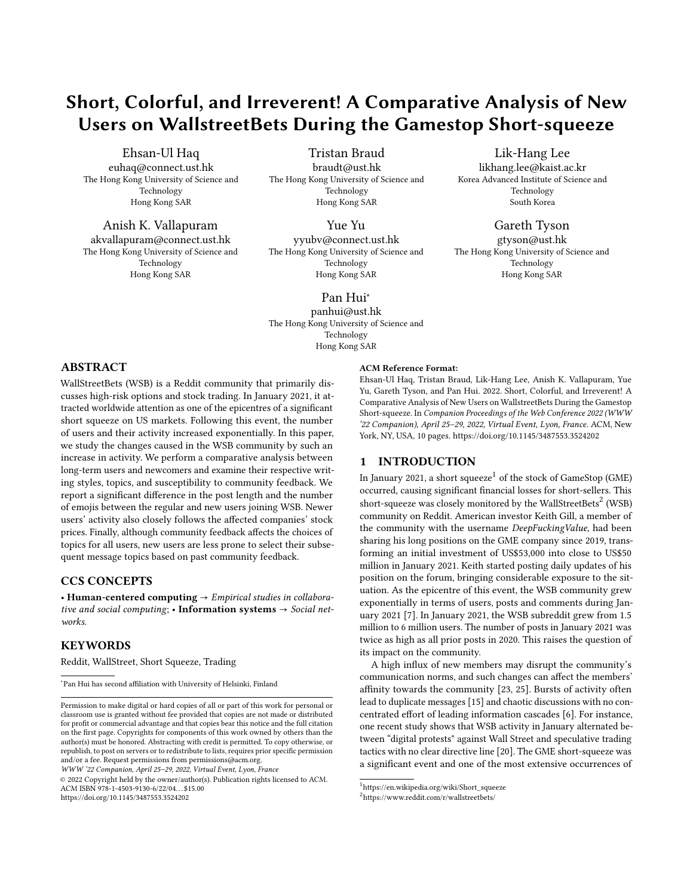# Short, Colorful, and Irreverent! A Comparative Analysis of New Users on WallstreetBets During the Gamestop Short-squeeze

Ehsan-Ul Haq  
euhaq@connect.ust.hk  
The Hong Kong University of Science and Technology  
Hong Kong SAR

Tristan Braud  
braudt@ust.hk  
The Hong Kong University of Science and Technology  
Hong Kong SAR

Lik-Hang Lee  
likhang.lee@kaist.ac.kr  
Korea Advanced Institute of Science and Technology  
South Korea

Anish K. Vallapuram  
akvallapuram@connect.ust.hk  
The Hong Kong University of Science and Technology  
Hong Kong SAR

Yue Yu  
yyubv@connect.ust.hk  
The Hong Kong University of Science and Technology  
Hong Kong SAR

Gareth Tyson  
gtyson@ust.hk  
The Hong Kong University of Science and Technology  
Hong Kong SAR

Pan Hui*  
panhui@ust.hk  
The Hong Kong University of Science and Technology  
Hong Kong SAR

## ABSTRACT

WallStreetBets (WSB) is a Reddit community that primarily discusses high-risk options and stock trading. In January 2021, it attracted worldwide attention as one of the epicentres of a significant short squeeze on US markets. Following this event, the number of users and their activity increased exponentially. In this paper, we study the changes caused in the WSB community by such an increase in activity. We perform a comparative analysis between long-term users and newcomers and examine their respective writing styles, topics, and susceptibility to community feedback. We report a significant difference in the post length and the number of emojis between the regular and new users joining WSB. Newer users' activity also closely follows the affected companies' stock prices. Finally, although community feedback affects the choices of topics for all users, new users are less prone to select their subsequent message topics based on past community feedback.

## CCS CONCEPTS

• **Human-centered computing** → *Empirical studies in collaborative and social computing*; • **Information systems** → *Social networks*.

## KEYWORDS

Reddit, WallStreet, Short Squeeze, Trading

*Pan Hui has second affiliation with University of Helsinki, Finland

Permission to make digital or hard copies of all or part of this work for personal or classroom use is granted without fee provided that copies are not made or distributed for profit or commercial advantage and that copies bear this notice and the full citation on the first page. Copyrights for components of this work owned by others than the author(s) must be honored. Abstracting with credit is permitted. To copy otherwise, or republish, to post on servers or to redistribute to lists, requires prior specific permission and/or a fee. Request permissions from permissions@acm.org.  
*WWW '22 Companion, April 25–29, 2022, Virtual Event, Lyon, France*  
© 2022 Copyright held by the owner/author(s). Publication rights licensed to ACM.  
ACM ISBN 978-1-4503-9130-6/22/04...$15.00  
https://doi.org/10.1145/3487553.3524202

**ACM Reference Format:**  
Ehsan-Ul Haq, Tristan Braud, Lik-Hang Lee, Anish K. Vallapuram, Yue Yu, Gareth Tyson, and Pan Hui. 2022. Short, Colorful, and Irreverent! A Comparative Analysis of New Users on WallstreetBets During the Gamestop Short-squeeze. In *Companion Proceedings of the Web Conference 2022 (WWW '22 Companion), April 25–29, 2022, Virtual Event, Lyon, France.* ACM, New York, NY, USA, 10 pages. https://doi.org/10.1145/3487553.3524202

## 1 INTRODUCTION

In January 2021, a short squeeze[1] of the stock of GameStop (GME) occurred, causing significant financial losses for short-sellers. This short-squeeze was closely monitored by the WallStreetBets[2] (WSB) community on Reddit. American investor Keith Gill, a member of the community with the username *DeepFuckingValue*, had been sharing his long positions on the GME company since 2019, transforming an initial investment of US$53,000 into close to US$50 million in January 2021. Keith started posting daily updates of his position on the forum, bringing considerable exposure to the situation. As the epicentre of this event, the WSB community grew exponentially in terms of users, posts and comments during January 2021 [7]. In January 2021, the WSB subreddit grew from 1.5 million to 6 million users. The number of posts in January 2021 was twice as high as all prior posts in 2020. This raises the question of its impact on the community.

A high influx of new members may disrupt the community's communication norms, and such changes can affect the members' affinity towards the community [23, 25]. Bursts of activity often lead to duplicate messages [15] and chaotic discussions with no concentrated effort of leading information cascades [6]. For instance, one recent study shows that WSB activity in January alternated between "digital protests" against Wall Street and speculative trading tactics with no clear directive line [20]. The GME short-squeeze was a significant event and one of the most extensive occurrences of

[1] https://en.wikipedia.org/wiki/Short_squeeze  
[2] https://www.reddit.com/r/wallstreetbets/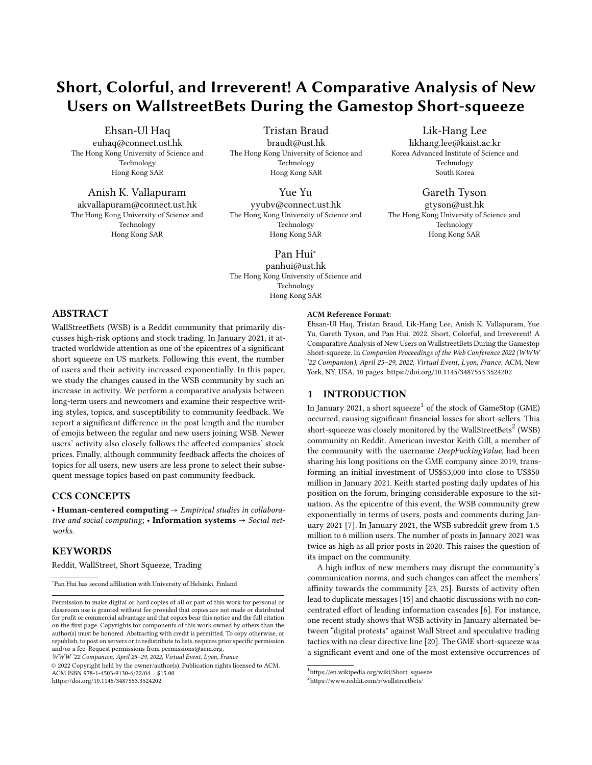# Short, Colorful, and Irreverent! A Comparative Analysis of New Users on WallstreetBets During the Gamestop Short-squeeze

Ehsan-Ul Haq
euhaq@connect.ust.hk
The Hong Kong University of Science and Technology
Hong Kong SAR

Tristan Braud
braudt@ust.hk
The Hong Kong University of Science and Technology
Hong Kong SAR

Lik-Hang Lee
likhang.lee@kaist.ac.kr
Korea Advanced Institute of Science and Technology
South Korea

Anish K. Vallapuram
akvallapuram@connect.ust.hk
The Hong Kong University of Science and Technology
Hong Kong SAR

Yue Yu
yyubv@connect.ust.hk
The Hong Kong University of Science and Technology
Hong Kong SAR

Gareth Tyson
gtyson@ust.hk
The Hong Kong University of Science and Technology
Hong Kong SAR

Pan Hui*
panhui@ust.hk
The Hong Kong University of Science and Technology
Hong Kong SAR

## ABSTRACT

WallStreetBets (WSB) is a Reddit community that primarily discusses high-risk options and stock trading. In January 2021, it attracted worldwide attention as one of the epicentres of a significant short squeeze on US markets. Following this event, the number of users and their activity increased exponentially. In this paper, we study the changes caused in the WSB community by such an increase in activity. We perform a comparative analysis between long-term users and newcomers and examine their respective writing styles, topics, and susceptibility to community feedback. We report a significant difference in the post length and the number of emojis between the regular and new users joining WSB. Newer users' activity also closely follows the affected companies' stock prices. Finally, although community feedback affects the choices of topics for all users, new users are less prone to select their subsequent message topics based on past community feedback.

## CCS CONCEPTS

• **Human-centered computing** → *Empirical studies in collaborative and social computing*; • **Information systems** → *Social networks*.

## KEYWORDS

Reddit, WallStreet, Short Squeeze, Trading

*Pan Hui has second affiliation with University of Helsinki, Finland

Permission to make digital or hard copies of all or part of this work for personal or classroom use is granted without fee provided that copies are not made or distributed for profit or commercial advantage and that copies bear this notice and the full citation on the first page. Copyrights for components of this work owned by others than the author(s) must be honored. Abstracting with credit is permitted. To copy otherwise, or republish, to post on servers or to redistribute to lists, requires prior specific permission and/or a fee. Request permissions from permissions@acm.org.
*WWW '22 Companion, April 25–29, 2022, Virtual Event, Lyon, France*
© 2022 Copyright held by the owner/author(s). Publication rights licensed to ACM.
ACM ISBN 978-1-4503-9130-6/22/04…$15.00
https://doi.org/10.1145/3487553.3524202

**ACM Reference Format:**
Ehsan-Ul Haq, Tristan Braud, Lik-Hang Lee, Anish K. Vallapuram, Yue Yu, Gareth Tyson, and Pan Hui. 2022. Short, Colorful, and Irreverent! A Comparative Analysis of New Users on WallstreetBets During the Gamestop Short-squeeze. In *Companion Proceedings of the Web Conference 2022 (WWW '22 Companion), April 25–29, 2022, Virtual Event, Lyon, France.* ACM, New York, NY, USA, 10 pages. https://doi.org/10.1145/3487553.3524202

## 1 INTRODUCTION

In January 2021, a short squeeze[1] of the stock of GameStop (GME) occurred, causing significant financial losses for short-sellers. This short-squeeze was closely monitored by the WallStreetBets[2] (WSB) community on Reddit. American investor Keith Gill, a member of the community with the username *DeepFuckingValue*, had been sharing his long positions on the GME company since 2019, transforming an initial investment of US$53,000 into close to US$50 million in January 2021. Keith started posting daily updates of his position on the forum, bringing considerable exposure to the situation. As the epicentre of this event, the WSB community grew exponentially in terms of users, posts and comments during January 2021 [7]. In January 2021, the WSB subreddit grew from 1.5 million to 6 million users. The number of posts in January 2021 was twice as high as all prior posts in 2020. This raises the question of its impact on the community.

A high influx of new members may disrupt the community's communication norms, and such changes can affect the members' affinity towards the community [23, 25]. Bursts of activity often lead to duplicate messages [15] and chaotic discussions with no concentrated effort of leading information cascades [6]. For instance, one recent study shows that WSB activity in January alternated between "digital protests" against Wall Street and speculative trading tactics with no clear directive line [20]. The GME short-squeeze was a significant event and one of the most extensive occurrences of

[1] https://en.wikipedia.org/wiki/Short_squeeze
[2] https://www.reddit.com/r/wallstreetbets/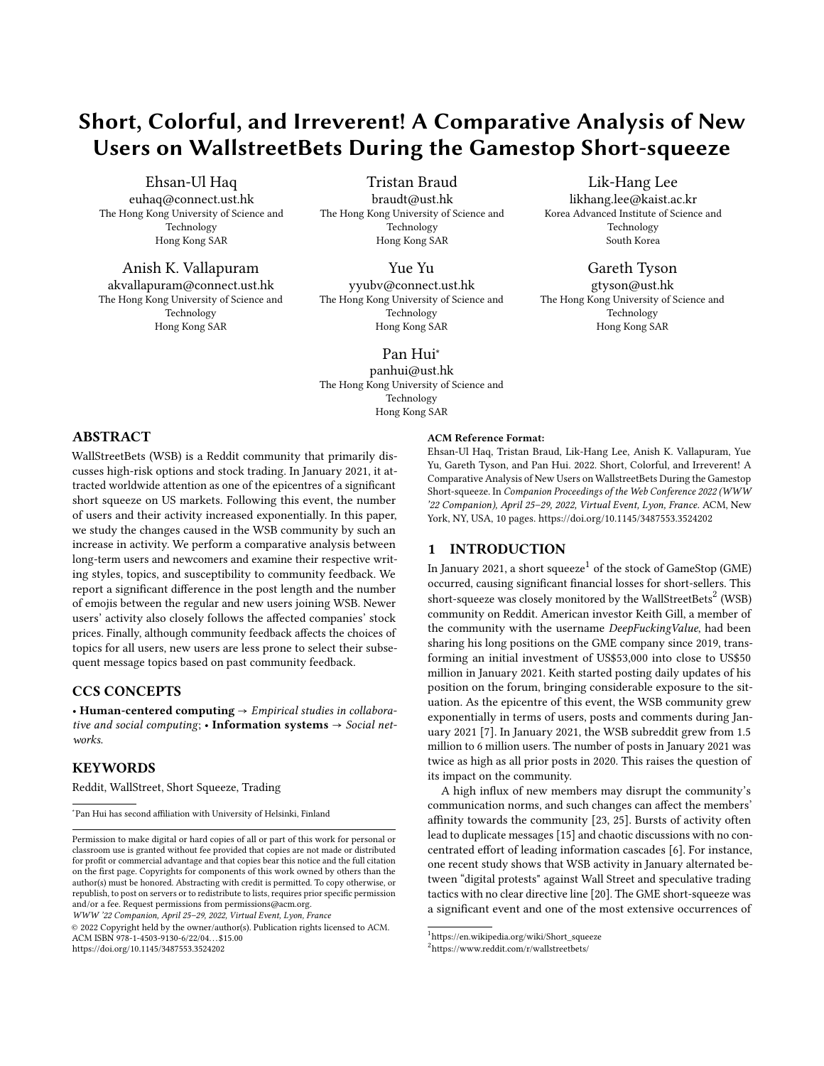# Short, Colorful, and Irreverent! A Comparative Analysis of New Users on WallstreetBets During the Gamestop Short-squeeze

Ehsan-Ul Haq
euhaq@connect.ust.hk
The Hong Kong University of Science and Technology
Hong Kong SAR

Tristan Braud
braudt@ust.hk
The Hong Kong University of Science and Technology
Hong Kong SAR

Lik-Hang Lee
likhang.lee@kaist.ac.kr
Korea Advanced Institute of Science and Technology
South Korea

Anish K. Vallapuram
akvallapuram@connect.ust.hk
The Hong Kong University of Science and Technology
Hong Kong SAR

Yue Yu
yyubv@connect.ust.hk
The Hong Kong University of Science and Technology
Hong Kong SAR

Gareth Tyson
gtyson@ust.hk
The Hong Kong University of Science and Technology
Hong Kong SAR

Pan Hui*
panhui@ust.hk
The Hong Kong University of Science and Technology
Hong Kong SAR

## ABSTRACT

WallStreetBets (WSB) is a Reddit community that primarily discusses high-risk options and stock trading. In January 2021, it attracted worldwide attention as one of the epicentres of a significant short squeeze on US markets. Following this event, the number of users and their activity increased exponentially. In this paper, we study the changes caused in the WSB community by such an increase in activity. We perform a comparative analysis between long-term users and newcomers and examine their respective writing styles, topics, and susceptibility to community feedback. We report a significant difference in the post length and the number of emojis between the regular and new users joining WSB. Newer users' activity also closely follows the affected companies' stock prices. Finally, although community feedback affects the choices of topics for all users, new users are less prone to select their subsequent message topics based on past community feedback.

## CCS CONCEPTS

• **Human-centered computing** → *Empirical studies in collaborative and social computing*; • **Information systems** → *Social networks*.

## KEYWORDS

Reddit, WallStreet, Short Squeeze, Trading

*Pan Hui has second affiliation with University of Helsinki, Finland

Permission to make digital or hard copies of all or part of this work for personal or classroom use is granted without fee provided that copies are not made or distributed for profit or commercial advantage and that copies bear this notice and the full citation on the first page. Copyrights for components of this work owned by others than the author(s) must be honored. Abstracting with credit is permitted. To copy otherwise, or republish, to post on servers or to redistribute to lists, requires prior specific permission and/or a fee. Request permissions from permissions@acm.org.
*WWW '22 Companion, April 25–29, 2022, Virtual Event, Lyon, France*
© 2022 Copyright held by the owner/author(s). Publication rights licensed to ACM.
ACM ISBN 978-1-4503-9130-6/22/04...$15.00
https://doi.org/10.1145/3487553.3524202

**ACM Reference Format:**
Ehsan-Ul Haq, Tristan Braud, Lik-Hang Lee, Anish K. Vallapuram, Yue Yu, Gareth Tyson, and Pan Hui. 2022. Short, Colorful, and Irreverent! A Comparative Analysis of New Users on WallstreetBets During the Gamestop Short-squeeze. In *Companion Proceedings of the Web Conference 2022 (WWW '22 Companion), April 25–29, 2022, Virtual Event, Lyon, France.* ACM, New York, NY, USA, 10 pages. https://doi.org/10.1145/3487553.3524202

## 1 INTRODUCTION

In January 2021, a short squeeze[1] of the stock of GameStop (GME) occurred, causing significant financial losses for short-sellers. This short-squeeze was closely monitored by the WallStreetBets[2] (WSB) community on Reddit. American investor Keith Gill, a member of the community with the username *DeepFuckingValue*, had been sharing his long positions on the GME company since 2019, transforming an initial investment of US$53,000 into close to US$50 million in January 2021. Keith started posting daily updates of his position on the forum, bringing considerable exposure to the situation. As the epicentre of this event, the WSB community grew exponentially in terms of users, posts and comments during January 2021 [7]. In January 2021, the WSB subreddit grew from 1.5 million to 6 million users. The number of posts in January 2021 was twice as high as all prior posts in 2020. This raises the question of its impact on the community.

A high influx of new members may disrupt the community's communication norms, and such changes can affect the members' affinity towards the community [23, 25]. Bursts of activity often lead to duplicate messages [15] and chaotic discussions with no concentrated effort of leading information cascades [6]. For instance, one recent study shows that WSB activity in January alternated between "digital protests" against Wall Street and speculative trading tactics with no clear directive line [20]. The GME short-squeeze was a significant event and one of the most extensive occurrences of

[1] https://en.wikipedia.org/wiki/Short_squeeze
[2] https://www.reddit.com/r/wallstreetbets/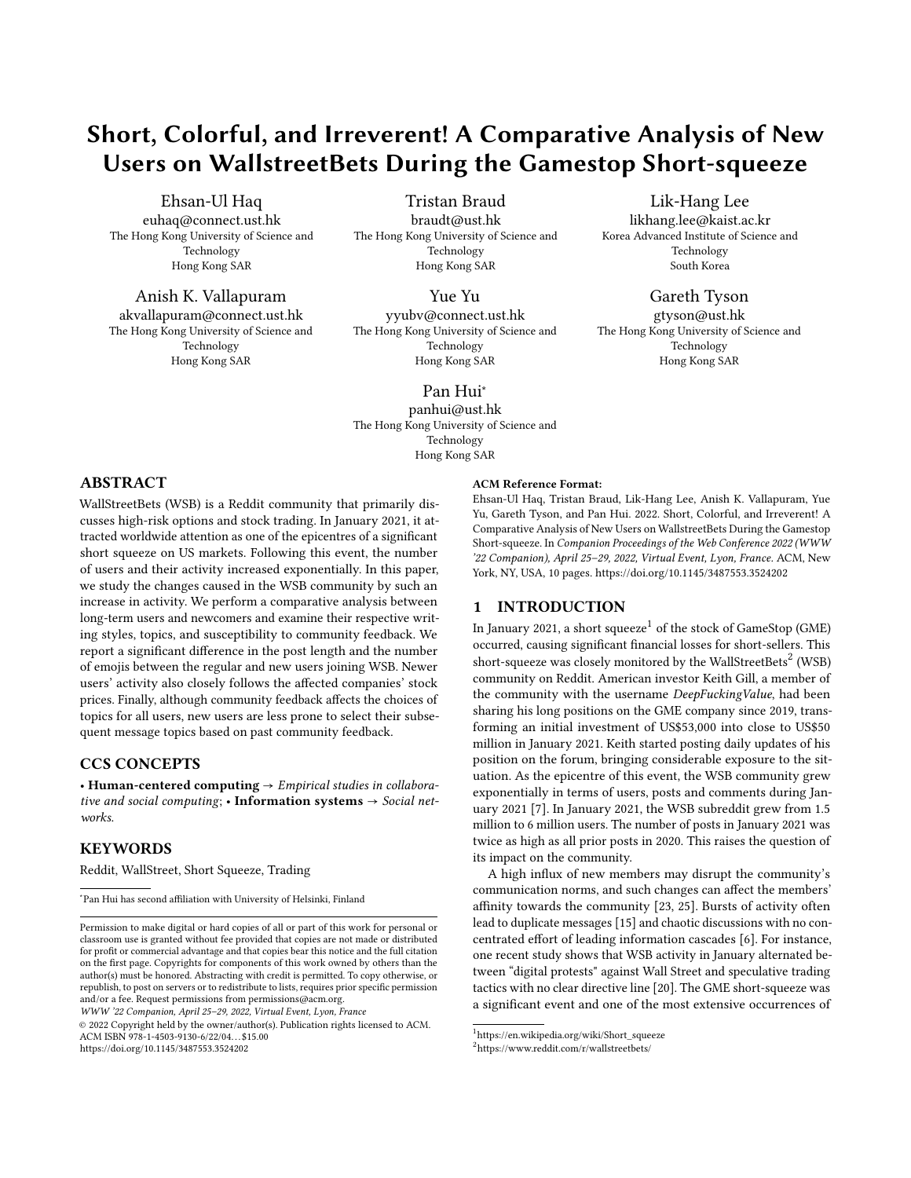# Short, Colorful, and Irreverent! A Comparative Analysis of New Users on WallstreetBets During the Gamestop Short-squeeze

Ehsan-Ul Haq
euhaq@connect.ust.hk
The Hong Kong University of Science and Technology
Hong Kong SAR

Tristan Braud
braudt@ust.hk
The Hong Kong University of Science and Technology
Hong Kong SAR

Lik-Hang Lee
likhang.lee@kaist.ac.kr
Korea Advanced Institute of Science and Technology
South Korea

Anish K. Vallapuram
akvallapuram@connect.ust.hk
The Hong Kong University of Science and Technology
Hong Kong SAR

Yue Yu
yyubv@connect.ust.hk
The Hong Kong University of Science and Technology
Hong Kong SAR

Gareth Tyson
gtyson@ust.hk
The Hong Kong University of Science and Technology
Hong Kong SAR

Pan Hui*
panhui@ust.hk
The Hong Kong University of Science and Technology
Hong Kong SAR

## ABSTRACT

WallStreetBets (WSB) is a Reddit community that primarily discusses high-risk options and stock trading. In January 2021, it attracted worldwide attention as one of the epicentres of a significant short squeeze on US markets. Following this event, the number of users and their activity increased exponentially. In this paper, we study the changes caused in the WSB community by such an increase in activity. We perform a comparative analysis between long-term users and newcomers and examine their respective writing styles, topics, and susceptibility to community feedback. We report a significant difference in the post length and the number of emojis between the regular and new users joining WSB. Newer users' activity also closely follows the affected companies' stock prices. Finally, although community feedback affects the choices of topics for all users, new users are less prone to select their subsequent message topics based on past community feedback.

## CCS CONCEPTS

• **Human-centered computing** → *Empirical studies in collaborative and social computing*; • **Information systems** → *Social networks*.

## KEYWORDS

Reddit, WallStreet, Short Squeeze, Trading

*Pan Hui has second affiliation with University of Helsinki, Finland

Permission to make digital or hard copies of all or part of this work for personal or classroom use is granted without fee provided that copies are not made or distributed for profit or commercial advantage and that copies bear this notice and the full citation on the first page. Copyrights for components of this work owned by others than the author(s) must be honored. Abstracting with credit is permitted. To copy otherwise, or republish, to post on servers or to redistribute to lists, requires prior specific permission and/or a fee. Request permissions from permissions@acm.org.
*WWW '22 Companion, April 25–29, 2022, Virtual Event, Lyon, France*
© 2022 Copyright held by the owner/author(s). Publication rights licensed to ACM.
ACM ISBN 978-1-4503-9130-6/22/04...$15.00
https://doi.org/10.1145/3487553.3524202

**ACM Reference Format:**
Ehsan-Ul Haq, Tristan Braud, Lik-Hang Lee, Anish K. Vallapuram, Yue Yu, Gareth Tyson, and Pan Hui. 2022. Short, Colorful, and Irreverent! A Comparative Analysis of New Users on WallstreetBets During the Gamestop Short-squeeze. In *Companion Proceedings of the Web Conference 2022 (WWW '22 Companion), April 25–29, 2022, Virtual Event, Lyon, France.* ACM, New York, NY, USA, 10 pages. https://doi.org/10.1145/3487553.3524202

## 1 INTRODUCTION

In January 2021, a short squeeze[1] of the stock of GameStop (GME) occurred, causing significant financial losses for short-sellers. This short-squeeze was closely monitored by the WallStreetBets[2] (WSB) community on Reddit. American investor Keith Gill, a member of the community with the username *DeepFuckingValue*, had been sharing his long positions on the GME company since 2019, transforming an initial investment of US$53,000 into close to US$50 million in January 2021. Keith started posting daily updates of his position on the forum, bringing considerable exposure to the situation. As the epicentre of this event, the WSB community grew exponentially in terms of users, posts and comments during January 2021 [7]. In January 2021, the WSB subreddit grew from 1.5 million to 6 million users. The number of posts in January 2021 was twice as high as all prior posts in 2020. This raises the question of its impact on the community.

A high influx of new members may disrupt the community's communication norms, and such changes can affect the members' affinity towards the community [23, 25]. Bursts of activity often lead to duplicate messages [15] and chaotic discussions with no concentrated effort of leading information cascades [6]. For instance, one recent study shows that WSB activity in January alternated between "digital protests" against Wall Street and speculative trading tactics with no clear directive line [20]. The GME short-squeeze was a significant event and one of the most extensive occurrences of

[1] https://en.wikipedia.org/wiki/Short_squeeze
[2] https://www.reddit.com/r/wallstreetbets/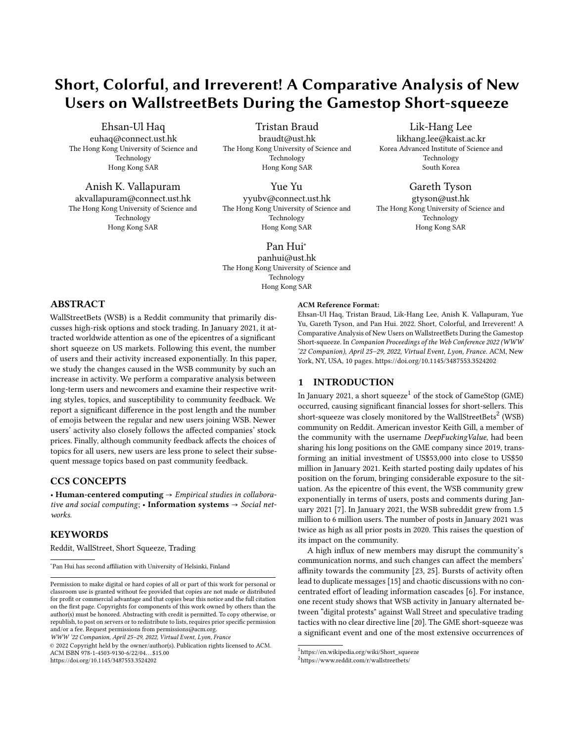# Short, Colorful, and Irreverent! A Comparative Analysis of New Users on WallstreetBets During the Gamestop Short-squeeze

Ehsan-Ul Haq
euhaq@connect.ust.hk
The Hong Kong University of Science and Technology
Hong Kong SAR

Tristan Braud
braudt@ust.hk
The Hong Kong University of Science and Technology
Hong Kong SAR

Lik-Hang Lee
likhang.lee@kaist.ac.kr
Korea Advanced Institute of Science and Technology
South Korea

Anish K. Vallapuram
akvallapuram@connect.ust.hk
The Hong Kong University of Science and Technology
Hong Kong SAR

Yue Yu
yyubv@connect.ust.hk
The Hong Kong University of Science and Technology
Hong Kong SAR

Gareth Tyson
gtyson@ust.hk
The Hong Kong University of Science and Technology
Hong Kong SAR

Pan Hui*
panhui@ust.hk
The Hong Kong University of Science and Technology
Hong Kong SAR

## ABSTRACT

WallStreetBets (WSB) is a Reddit community that primarily discusses high-risk options and stock trading. In January 2021, it attracted worldwide attention as one of the epicentres of a significant short squeeze on US markets. Following this event, the number of users and their activity increased exponentially. In this paper, we study the changes caused in the WSB community by such an increase in activity. We perform a comparative analysis between long-term users and newcomers and examine their respective writing styles, topics, and susceptibility to community feedback. We report a significant difference in the post length and the number of emojis between the regular and new users joining WSB. Newer users' activity also closely follows the affected companies' stock prices. Finally, although community feedback affects the choices of topics for all users, new users are less prone to select their subsequent message topics based on past community feedback.

## CCS CONCEPTS

• **Human-centered computing** → *Empirical studies in collaborative and social computing*; • **Information systems** → *Social networks.*

## KEYWORDS

Reddit, WallStreet, Short Squeeze, Trading

*Pan Hui has second affiliation with University of Helsinki, Finland

Permission to make digital or hard copies of all or part of this work for personal or classroom use is granted without fee provided that copies are not made or distributed for profit or commercial advantage and that copies bear this notice and the full citation on the first page. Copyrights for components of this work owned by others than the author(s) must be honored. Abstracting with credit is permitted. To copy otherwise, or republish, to post on servers or to redistribute to lists, requires prior specific permission and/or a fee. Request permissions from permissions@acm.org.
*WWW '22 Companion, April 25–29, 2022, Virtual Event, Lyon, France*
© 2022 Copyright held by the owner/author(s). Publication rights licensed to ACM.
ACM ISBN 978-1-4503-9130-6/22/04…$15.00
https://doi.org/10.1145/3487553.3524202

**ACM Reference Format:**
Ehsan-Ul Haq, Tristan Braud, Lik-Hang Lee, Anish K. Vallapuram, Yue Yu, Gareth Tyson, and Pan Hui. 2022. Short, Colorful, and Irreverent! A Comparative Analysis of New Users on WallstreetBets During the Gamestop Short-squeeze. In *Companion Proceedings of the Web Conference 2022 (WWW '22 Companion), April 25–29, 2022, Virtual Event, Lyon, France.* ACM, New York, NY, USA, 10 pages. https://doi.org/10.1145/3487553.3524202

## 1 INTRODUCTION

In January 2021, a short squeeze[1] of the stock of GameStop (GME) occurred, causing significant financial losses for short-sellers. This short-squeeze was closely monitored by the WallStreetBets[2] (WSB) community on Reddit. American investor Keith Gill, a member of the community with the username *DeepFuckingValue*, had been sharing his long positions on the GME company since 2019, transforming an initial investment of US$53,000 into close to US$50 million in January 2021. Keith started posting daily updates of his position on the forum, bringing considerable exposure to the situation. As the epicentre of this event, the WSB community grew exponentially in terms of users, posts and comments during January 2021 [7]. In January 2021, the WSB subreddit grew from 1.5 million to 6 million users. The number of posts in January 2021 was twice as high as all prior posts in 2020. This raises the question of its impact on the community.

A high influx of new members may disrupt the community's communication norms, and such changes can affect the members' affinity towards the community [23, 25]. Bursts of activity often lead to duplicate messages [15] and chaotic discussions with no concentrated effort of leading information cascades [6]. For instance, one recent study shows that WSB activity in January alternated between "digital protests" against Wall Street and speculative trading tactics with no clear directive line [20]. The GME short-squeeze was a significant event and one of the most extensive occurrences of

[1] https://en.wikipedia.org/wiki/Short_squeeze
[2] https://www.reddit.com/r/wallstreetbets/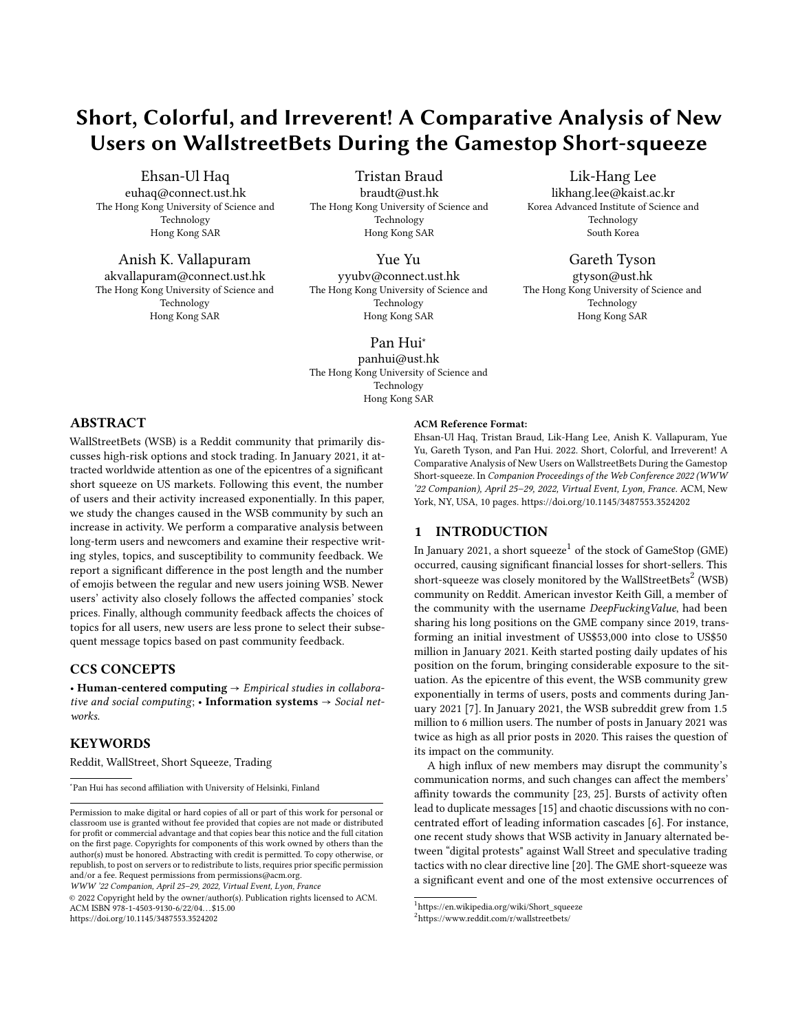# Short, Colorful, and Irreverent! A Comparative Analysis of New Users on WallstreetBets During the Gamestop Short-squeeze

Ehsan-Ul Haq
euhaq@connect.ust.hk
The Hong Kong University of Science and Technology
Hong Kong SAR

Tristan Braud
braudt@ust.hk
The Hong Kong University of Science and Technology
Hong Kong SAR

Lik-Hang Lee
likhang.lee@kaist.ac.kr
Korea Advanced Institute of Science and Technology
South Korea

Anish K. Vallapuram
akvallapuram@connect.ust.hk
The Hong Kong University of Science and Technology
Hong Kong SAR

Yue Yu
yyubv@connect.ust.hk
The Hong Kong University of Science and Technology
Hong Kong SAR

Gareth Tyson
gtyson@ust.hk
The Hong Kong University of Science and Technology
Hong Kong SAR

Pan Hui*
panhui@ust.hk
The Hong Kong University of Science and Technology
Hong Kong SAR

## ABSTRACT

WallStreetBets (WSB) is a Reddit community that primarily discusses high-risk options and stock trading. In January 2021, it attracted worldwide attention as one of the epicentres of a significant short squeeze on US markets. Following this event, the number of users and their activity increased exponentially. In this paper, we study the changes caused in the WSB community by such an increase in activity. We perform a comparative analysis between long-term users and newcomers and examine their respective writing styles, topics, and susceptibility to community feedback. We report a significant difference in the post length and the number of emojis between the regular and new users joining WSB. Newer users' activity also closely follows the affected companies' stock prices. Finally, although community feedback affects the choices of topics for all users, new users are less prone to select their subsequent message topics based on past community feedback.

## CCS CONCEPTS

• **Human-centered computing** → *Empirical studies in collaborative and social computing*; • **Information systems** → *Social networks*.

## KEYWORDS

Reddit, WallStreet, Short Squeeze, Trading

*Pan Hui has second affiliation with University of Helsinki, Finland

Permission to make digital or hard copies of all or part of this work for personal or classroom use is granted without fee provided that copies are not made or distributed for profit or commercial advantage and that copies bear this notice and the full citation on the first page. Copyrights for components of this work owned by others than the author(s) must be honored. Abstracting with credit is permitted. To copy otherwise, or republish, to post on servers or to redistribute to lists, requires prior specific permission and/or a fee. Request permissions from permissions@acm.org.
*WWW '22 Companion, April 25–29, 2022, Virtual Event, Lyon, France*
© 2022 Copyright held by the owner/author(s). Publication rights licensed to ACM.
ACM ISBN 978-1-4503-9130-6/22/04…$15.00
https://doi.org/10.1145/3487553.3524202

**ACM Reference Format:**
Ehsan-Ul Haq, Tristan Braud, Lik-Hang Lee, Anish K. Vallapuram, Yue Yu, Gareth Tyson, and Pan Hui. 2022. Short, Colorful, and Irreverent! A Comparative Analysis of New Users on WallstreetBets During the Gamestop Short-squeeze. In *Companion Proceedings of the Web Conference 2022 (WWW '22 Companion), April 25–29, 2022, Virtual Event, Lyon, France.* ACM, New York, NY, USA, 10 pages. https://doi.org/10.1145/3487553.3524202

## 1 INTRODUCTION

In January 2021, a short squeeze[1] of the stock of GameStop (GME) occurred, causing significant financial losses for short-sellers. This short-squeeze was closely monitored by the WallStreetBets[2] (WSB) community on Reddit. American investor Keith Gill, a member of the community with the username *DeepFuckingValue*, had been sharing his long positions on the GME company since 2019, transforming an initial investment of US$53,000 into close to US$50 million in January 2021. Keith started posting daily updates of his position on the forum, bringing considerable exposure to the situation. As the epicentre of this event, the WSB community grew exponentially in terms of users, posts and comments during January 2021 [7]. In January 2021, the WSB subreddit grew from 1.5 million to 6 million users. The number of posts in January 2021 was twice as high as all prior posts in 2020. This raises the question of its impact on the community.

A high influx of new members may disrupt the community's communication norms, and such changes can affect the members' affinity towards the community [23, 25]. Bursts of activity often lead to duplicate messages [15] and chaotic discussions with no concentrated effort of leading information cascades [6]. For instance, one recent study shows that WSB activity in January alternated between "digital protests" against Wall Street and speculative trading tactics with no clear directive line [20]. The GME short-squeeze was a significant event and one of the most extensive occurrences of

[1] https://en.wikipedia.org/wiki/Short_squeeze
[2] https://www.reddit.com/r/wallstreetbets/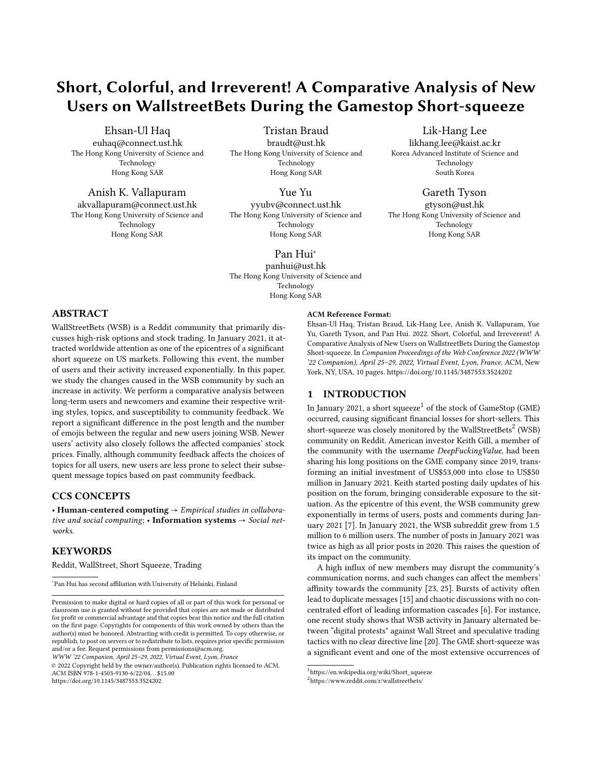# Short, Colorful, and Irreverent! A Comparative Analysis of New Users on WallstreetBets During the Gamestop Short-squeeze

Ehsan-Ul Haq
euhaq@connect.ust.hk
The Hong Kong University of Science and Technology
Hong Kong SAR

Tristan Braud
braudt@ust.hk
The Hong Kong University of Science and Technology
Hong Kong SAR

Lik-Hang Lee
likhang.lee@kaist.ac.kr
Korea Advanced Institute of Science and Technology
South Korea

Anish K. Vallapuram
akvallapuram@connect.ust.hk
The Hong Kong University of Science and Technology
Hong Kong SAR

Yue Yu
yyubv@connect.ust.hk
The Hong Kong University of Science and Technology
Hong Kong SAR

Gareth Tyson
gtyson@ust.hk
The Hong Kong University of Science and Technology
Hong Kong SAR

Pan Hui*
panhui@ust.hk
The Hong Kong University of Science and Technology
Hong Kong SAR

## ABSTRACT

WallStreetBets (WSB) is a Reddit community that primarily discusses high-risk options and stock trading. In January 2021, it attracted worldwide attention as one of the epicentres of a significant short squeeze on US markets. Following this event, the number of users and their activity increased exponentially. In this paper, we study the changes caused in the WSB community by such an increase in activity. We perform a comparative analysis between long-term users and newcomers and examine their respective writing styles, topics, and susceptibility to community feedback. We report a significant difference in the post length and the number of emojis between the regular and new users joining WSB. Newer users' activity also closely follows the affected companies' stock prices. Finally, although community feedback affects the choices of topics for all users, new users are less prone to select their subsequent message topics based on past community feedback.

## CCS CONCEPTS

• **Human-centered computing** → *Empirical studies in collaborative and social computing*; • **Information systems** → *Social networks.*

## KEYWORDS

Reddit, WallStreet, Short Squeeze, Trading

*Pan Hui has second affiliation with University of Helsinki, Finland

Permission to make digital or hard copies of all or part of this work for personal or classroom use is granted without fee provided that copies are not made or distributed for profit or commercial advantage and that copies bear this notice and the full citation on the first page. Copyrights for components of this work owned by others than the author(s) must be honored. Abstracting with credit is permitted. To copy otherwise, or republish, to post on servers or to redistribute to lists, requires prior specific permission and/or a fee. Request permissions from permissions@acm.org.
*WWW '22 Companion, April 25–29, 2022, Virtual Event, Lyon, France*
© 2022 Copyright held by the owner/author(s). Publication rights licensed to ACM.
ACM ISBN 978-1-4503-9130-6/22/04…$15.00
https://doi.org/10.1145/3487553.3524202

**ACM Reference Format:**
Ehsan-Ul Haq, Tristan Braud, Lik-Hang Lee, Anish K. Vallapuram, Yue Yu, Gareth Tyson, and Pan Hui. 2022. Short, Colorful, and Irreverent! A Comparative Analysis of New Users on WallstreetBets During the Gamestop Short-squeeze. In *Companion Proceedings of the Web Conference 2022 (WWW '22 Companion), April 25–29, 2022, Virtual Event, Lyon, France.* ACM, New York, NY, USA, 10 pages. https://doi.org/10.1145/3487553.3524202

## 1 INTRODUCTION

In January 2021, a short squeeze[1] of the stock of GameStop (GME) occurred, causing significant financial losses for short-sellers. This short-squeeze was closely monitored by the WallStreetBets[2] (WSB) community on Reddit. American investor Keith Gill, a member of the community with the username *DeepFuckingValue*, had been sharing his long positions on the GME company since 2019, transforming an initial investment of US$53,000 into close to US$50 million in January 2021. Keith started posting daily updates of his position on the forum, bringing considerable exposure to the situation. As the epicentre of this event, the WSB community grew exponentially in terms of users, posts and comments during January 2021 [7]. In January 2021, the WSB subreddit grew from 1.5 million to 6 million users. The number of posts in January 2021 was twice as high as all prior posts in 2020. This raises the question of its impact on the community.

A high influx of new members may disrupt the community's communication norms, and such changes can affect the members' affinity towards the community [23, 25]. Bursts of activity often lead to duplicate messages [15] and chaotic discussions with no concentrated effort of leading information cascades [6]. For instance, one recent study shows that WSB activity in January alternated between "digital protests" against Wall Street and speculative trading tactics with no clear directive line [20]. The GME short-squeeze was a significant event and one of the most extensive occurrences of

[1] https://en.wikipedia.org/wiki/Short_squeeze
[2] https://www.reddit.com/r/wallstreetbets/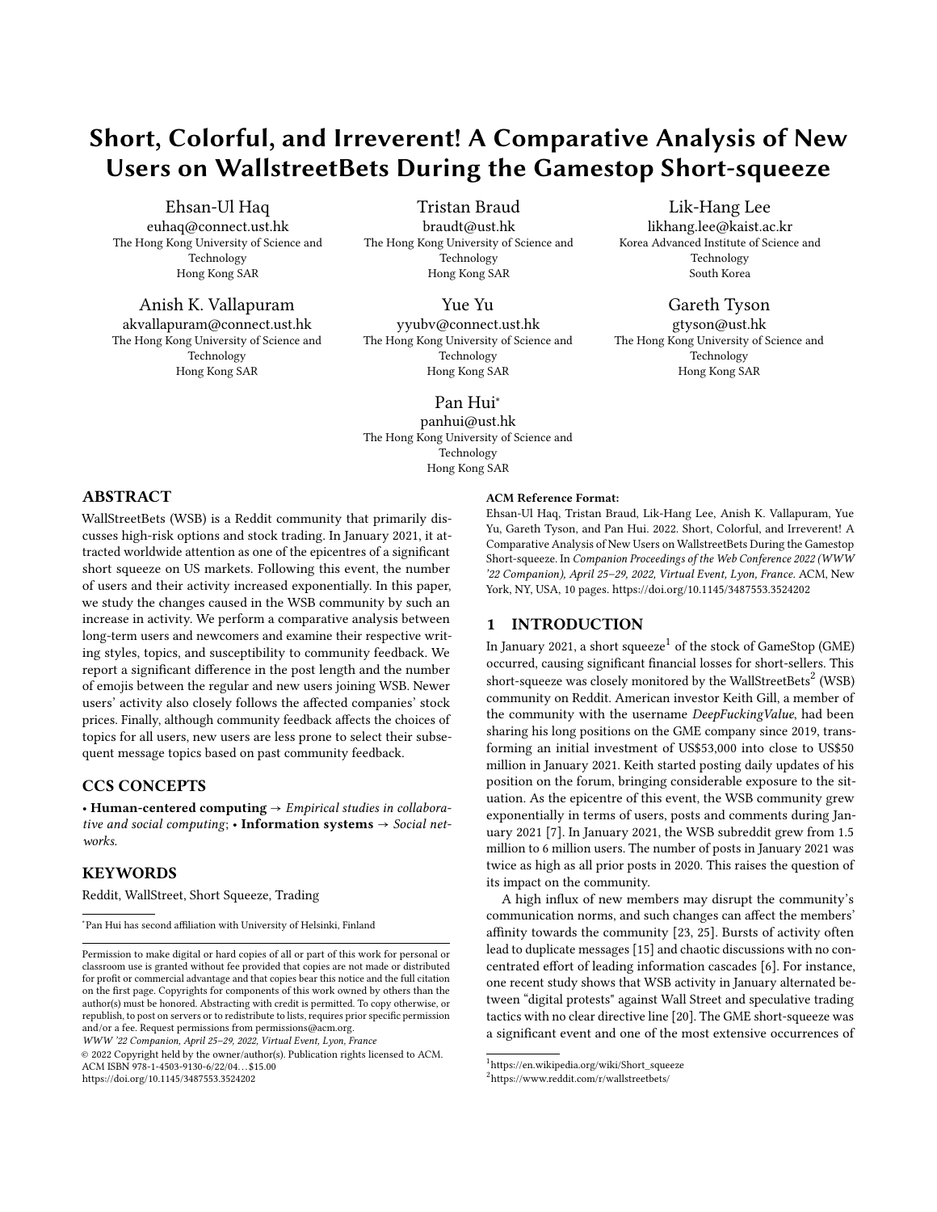# Short, Colorful, and Irreverent! A Comparative Analysis of New Users on WallstreetBets During the Gamestop Short-squeeze

Ehsan-Ul Haq
euhaq@connect.ust.hk
The Hong Kong University of Science and Technology
Hong Kong SAR

Tristan Braud
braudt@ust.hk
The Hong Kong University of Science and Technology
Hong Kong SAR

Lik-Hang Lee
likhang.lee@kaist.ac.kr
Korea Advanced Institute of Science and Technology
South Korea

Anish K. Vallapuram
akvallapuram@connect.ust.hk
The Hong Kong University of Science and Technology
Hong Kong SAR

Yue Yu
yyubv@connect.ust.hk
The Hong Kong University of Science and Technology
Hong Kong SAR

Gareth Tyson
gtyson@ust.hk
The Hong Kong University of Science and Technology
Hong Kong SAR

Pan Hui*
panhui@ust.hk
The Hong Kong University of Science and Technology
Hong Kong SAR

## ABSTRACT

WallStreetBets (WSB) is a Reddit community that primarily discusses high-risk options and stock trading. In January 2021, it attracted worldwide attention as one of the epicentres of a significant short squeeze on US markets. Following this event, the number of users and their activity increased exponentially. In this paper, we study the changes caused in the WSB community by such an increase in activity. We perform a comparative analysis between long-term users and newcomers and examine their respective writing styles, topics, and susceptibility to community feedback. We report a significant difference in the post length and the number of emojis between the regular and new users joining WSB. Newer users' activity also closely follows the affected companies' stock prices. Finally, although community feedback affects the choices of topics for all users, new users are less prone to select their subsequent message topics based on past community feedback.

## CCS CONCEPTS

• **Human-centered computing** → *Empirical studies in collaborative and social computing*; • **Information systems** → *Social networks*.

## KEYWORDS

Reddit, WallStreet, Short Squeeze, Trading

*Pan Hui has second affiliation with University of Helsinki, Finland

Permission to make digital or hard copies of all or part of this work for personal or classroom use is granted without fee provided that copies are not made or distributed for profit or commercial advantage and that copies bear this notice and the full citation on the first page. Copyrights for components of this work owned by others than the author(s) must be honored. Abstracting with credit is permitted. To copy otherwise, or republish, to post on servers or to redistribute to lists, requires prior specific permission and/or a fee. Request permissions from permissions@acm.org.
*WWW '22 Companion, April 25–29, 2022, Virtual Event, Lyon, France*
© 2022 Copyright held by the owner/author(s). Publication rights licensed to ACM.
ACM ISBN 978-1-4503-9130-6/22/04…$15.00
https://doi.org/10.1145/3487553.3524202

**ACM Reference Format:**
Ehsan-Ul Haq, Tristan Braud, Lik-Hang Lee, Anish K. Vallapuram, Yue Yu, Gareth Tyson, and Pan Hui. 2022. Short, Colorful, and Irreverent! A Comparative Analysis of New Users on WallstreetBets During the Gamestop Short-squeeze. In *Companion Proceedings of the Web Conference 2022 (WWW '22 Companion), April 25–29, 2022, Virtual Event, Lyon, France.* ACM, New York, NY, USA, 10 pages. https://doi.org/10.1145/3487553.3524202

## 1 INTRODUCTION

In January 2021, a short squeeze[1] of the stock of GameStop (GME) occurred, causing significant financial losses for short-sellers. This short-squeeze was closely monitored by the WallStreetBets[2] (WSB) community on Reddit. American investor Keith Gill, a member of the community with the username *DeepFuckingValue*, had been sharing his long positions on the GME company since 2019, transforming an initial investment of US$53,000 into close to US$50 million in January 2021. Keith started posting daily updates of his position on the forum, bringing considerable exposure to the situation. As the epicentre of this event, the WSB community grew exponentially in terms of users, posts and comments during January 2021 [7]. In January 2021, the WSB subreddit grew from 1.5 million to 6 million users. The number of posts in January 2021 was twice as high as all prior posts in 2020. This raises the question of its impact on the community.

A high influx of new members may disrupt the community's communication norms, and such changes can affect the members' affinity towards the community [23, 25]. Bursts of activity often lead to duplicate messages [15] and chaotic discussions with no concentrated effort of leading information cascades [6]. For instance, one recent study shows that WSB activity in January alternated between "digital protests" against Wall Street and speculative trading tactics with no clear directive line [20]. The GME short-squeeze was a significant event and one of the most extensive occurrences of

[1] https://en.wikipedia.org/wiki/Short_squeeze
[2] https://www.reddit.com/r/wallstreetbets/